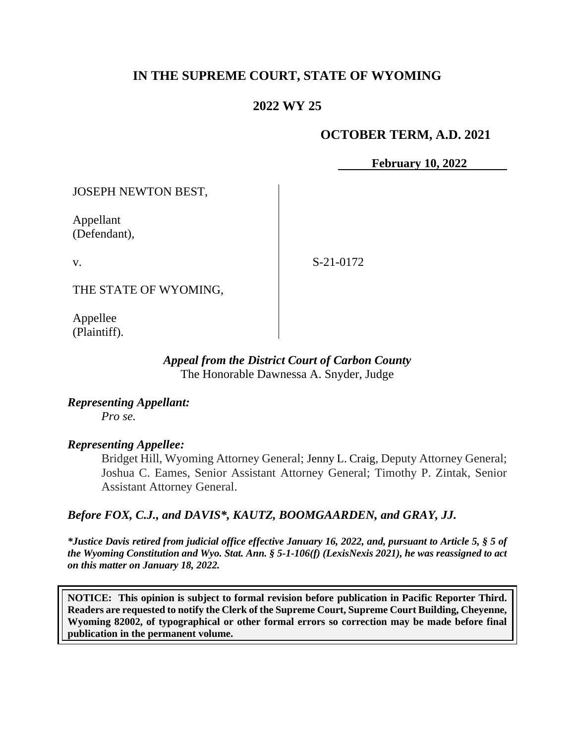# IN THE SUPREME COURT, STATE OF WYOMING

## 2022 WY 25

### OCTOBER TERM, A.D. 2021

**February 10, 2022**

| | |
|---|---|
| JOSEPH NEWTON BEST,<br><br>Appellant<br>(Defendant),<br><br>v.<br><br>THE STATE OF WYOMING,<br><br>Appellee<br>(Plaintiff). | S-21-0172 |

***Appeal from the District Court of Carbon County***
The Honorable Dawnessa A. Snyder, Judge

***Representing Appellant:***
*Pro se.*

***Representing Appellee:***
Bridget Hill, Wyoming Attorney General; Jenny L. Craig, Deputy Attorney General; Joshua C. Eames, Senior Assistant Attorney General; Timothy P. Zintak, Senior Assistant Attorney General.

***Before FOX, C.J., and DAVIS\*, KAUTZ, BOOMGAARDEN, and GRAY, JJ.***

***\*Justice Davis retired from judicial office effective January 16, 2022, and, pursuant to Article 5, § 5 of the Wyoming Constitution and Wyo. Stat. Ann. § 5-1-106(f) (LexisNexis 2021), he was reassigned to act on this matter on January 18, 2022.***

**NOTICE: This opinion is subject to formal revision before publication in Pacific Reporter Third. Readers are requested to notify the Clerk of the Supreme Court, Supreme Court Building, Cheyenne, Wyoming 82002, of typographical or other formal errors so correction may be made before final publication in the permanent volume.**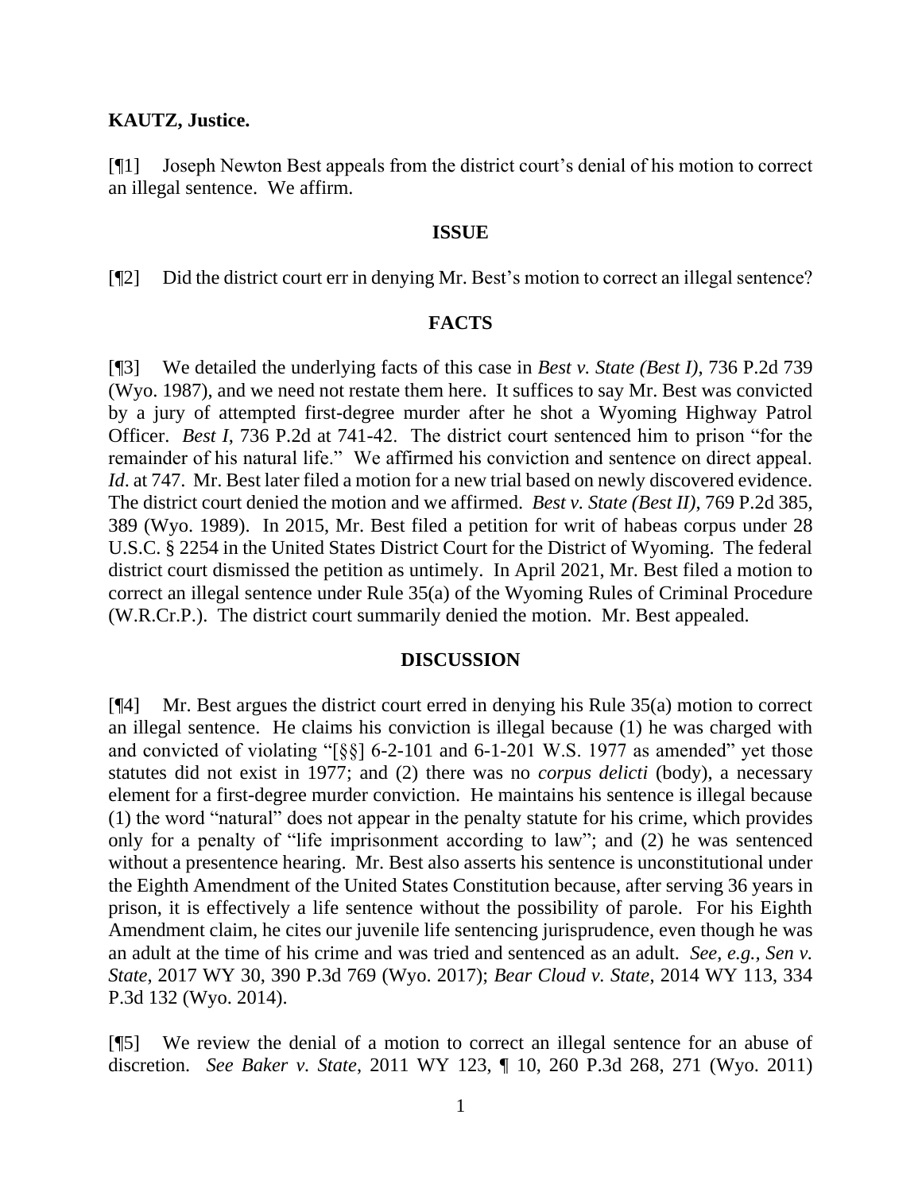**KAUTZ, Justice.**

[¶1] Joseph Newton Best appeals from the district court's denial of his motion to correct an illegal sentence. We affirm.

## ISSUE

[¶2] Did the district court err in denying Mr. Best's motion to correct an illegal sentence?

## FACTS

[¶3] We detailed the underlying facts of this case in *Best v. State (Best I)*, 736 P.2d 739 (Wyo. 1987), and we need not restate them here. It suffices to say Mr. Best was convicted by a jury of attempted first-degree murder after he shot a Wyoming Highway Patrol Officer. *Best I*, 736 P.2d at 741-42. The district court sentenced him to prison "for the remainder of his natural life." We affirmed his conviction and sentence on direct appeal. *Id*. at 747. Mr. Best later filed a motion for a new trial based on newly discovered evidence. The district court denied the motion and we affirmed. *Best v. State (Best II)*, 769 P.2d 385, 389 (Wyo. 1989). In 2015, Mr. Best filed a petition for writ of habeas corpus under 28 U.S.C. § 2254 in the United States District Court for the District of Wyoming. The federal district court dismissed the petition as untimely. In April 2021, Mr. Best filed a motion to correct an illegal sentence under Rule 35(a) of the Wyoming Rules of Criminal Procedure (W.R.Cr.P.). The district court summarily denied the motion. Mr. Best appealed.

## DISCUSSION

[¶4] Mr. Best argues the district court erred in denying his Rule 35(a) motion to correct an illegal sentence. He claims his conviction is illegal because (1) he was charged with and convicted of violating "[§§] 6-2-101 and 6-1-201 W.S. 1977 as amended" yet those statutes did not exist in 1977; and (2) there was no *corpus delicti* (body), a necessary element for a first-degree murder conviction. He maintains his sentence is illegal because (1) the word "natural" does not appear in the penalty statute for his crime, which provides only for a penalty of "life imprisonment according to law"; and (2) he was sentenced without a presentence hearing. Mr. Best also asserts his sentence is unconstitutional under the Eighth Amendment of the United States Constitution because, after serving 36 years in prison, it is effectively a life sentence without the possibility of parole. For his Eighth Amendment claim, he cites our juvenile life sentencing jurisprudence, even though he was an adult at the time of his crime and was tried and sentenced as an adult. *See, e.g., Sen v. State*, 2017 WY 30, 390 P.3d 769 (Wyo. 2017); *Bear Cloud v. State*, 2014 WY 113, 334 P.3d 132 (Wyo. 2014).

[¶5] We review the denial of a motion to correct an illegal sentence for an abuse of discretion. *See Baker v. State*, 2011 WY 123, ¶ 10, 260 P.3d 268, 271 (Wyo. 2011)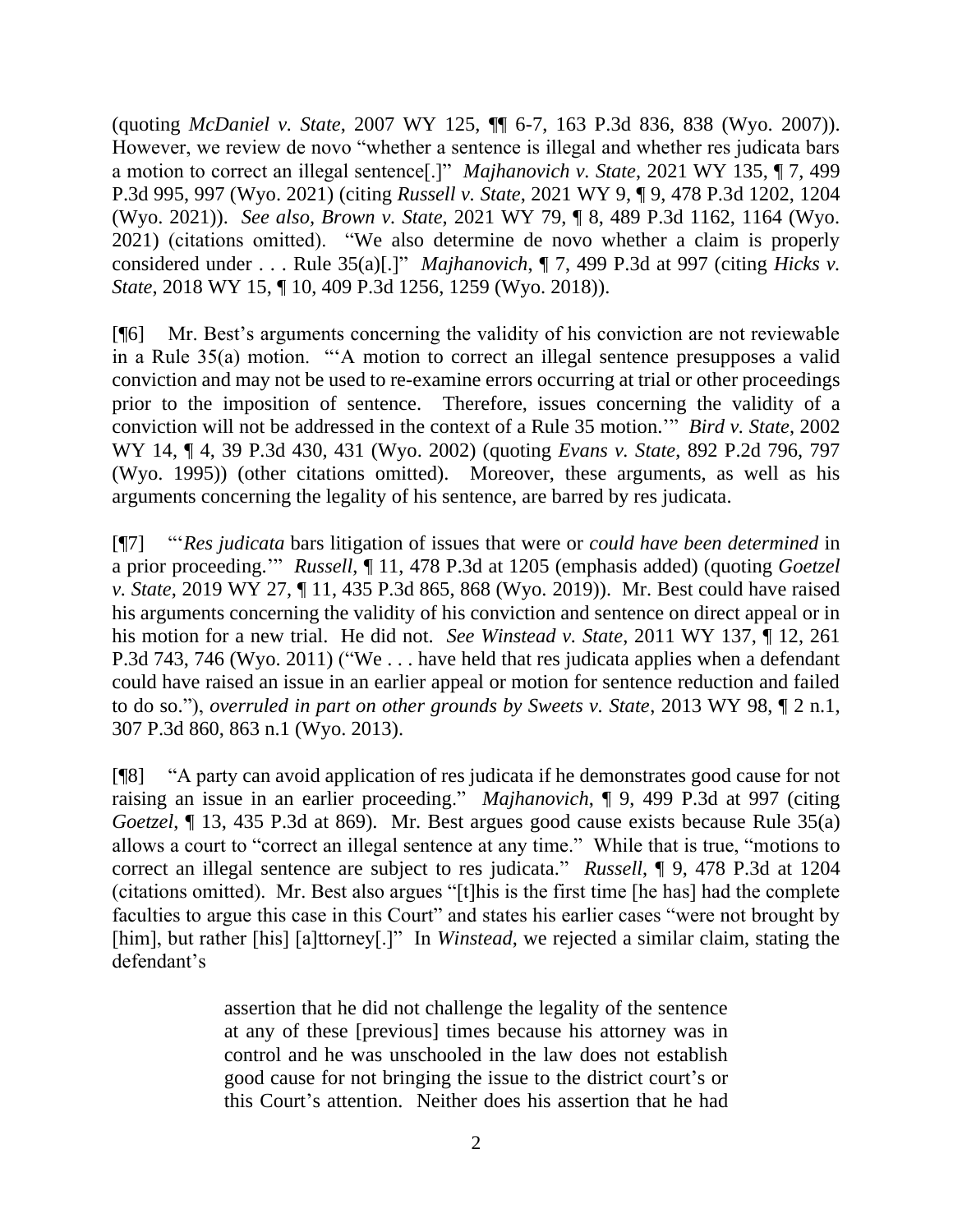(quoting *McDaniel v. State*, 2007 WY 125, ¶¶ 6-7, 163 P.3d 836, 838 (Wyo. 2007)). However, we review de novo "whether a sentence is illegal and whether res judicata bars a motion to correct an illegal sentence[.]" *Majhanovich v. State*, 2021 WY 135, ¶ 7, 499 P.3d 995, 997 (Wyo. 2021) (citing *Russell v. State*, 2021 WY 9, ¶ 9, 478 P.3d 1202, 1204 (Wyo. 2021)). *See also, Brown v. State*, 2021 WY 79, ¶ 8, 489 P.3d 1162, 1164 (Wyo. 2021) (citations omitted). "We also determine de novo whether a claim is properly considered under . . . Rule 35(a)[.]" *Majhanovich*, ¶ 7, 499 P.3d at 997 (citing *Hicks v. State*, 2018 WY 15, ¶ 10, 409 P.3d 1256, 1259 (Wyo. 2018)).

[¶6] Mr. Best's arguments concerning the validity of his conviction are not reviewable in a Rule 35(a) motion. "'A motion to correct an illegal sentence presupposes a valid conviction and may not be used to re-examine errors occurring at trial or other proceedings prior to the imposition of sentence. Therefore, issues concerning the validity of a conviction will not be addressed in the context of a Rule 35 motion.'" *Bird v. State*, 2002 WY 14, ¶ 4, 39 P.3d 430, 431 (Wyo. 2002) (quoting *Evans v. State*, 892 P.2d 796, 797 (Wyo. 1995)) (other citations omitted). Moreover, these arguments, as well as his arguments concerning the legality of his sentence, are barred by res judicata.

[¶7] "'*Res judicata* bars litigation of issues that were or *could have been determined* in a prior proceeding.'" *Russell*, ¶ 11, 478 P.3d at 1205 (emphasis added) (quoting *Goetzel v. State*, 2019 WY 27, ¶ 11, 435 P.3d 865, 868 (Wyo. 2019)). Mr. Best could have raised his arguments concerning the validity of his conviction and sentence on direct appeal or in his motion for a new trial. He did not. *See Winstead v. State*, 2011 WY 137, ¶ 12, 261 P.3d 743, 746 (Wyo. 2011) ("We . . . have held that res judicata applies when a defendant could have raised an issue in an earlier appeal or motion for sentence reduction and failed to do so."), *overruled in part on other grounds by Sweets v. State*, 2013 WY 98, ¶ 2 n.1, 307 P.3d 860, 863 n.1 (Wyo. 2013).

[¶8] "A party can avoid application of res judicata if he demonstrates good cause for not raising an issue in an earlier proceeding." *Majhanovich*, ¶ 9, 499 P.3d at 997 (citing *Goetzel*, ¶ 13, 435 P.3d at 869). Mr. Best argues good cause exists because Rule 35(a) allows a court to "correct an illegal sentence at any time." While that is true, "motions to correct an illegal sentence are subject to res judicata." *Russell*, ¶ 9, 478 P.3d at 1204 (citations omitted). Mr. Best also argues "[t]his is the first time [he has] had the complete faculties to argue this case in this Court" and states his earlier cases "were not brought by [him], but rather [his] [a]ttorney[.]" In *Winstead*, we rejected a similar claim, stating the defendant's

> assertion that he did not challenge the legality of the sentence at any of these [previous] times because his attorney was in control and he was unschooled in the law does not establish good cause for not bringing the issue to the district court's or this Court's attention. Neither does his assertion that he had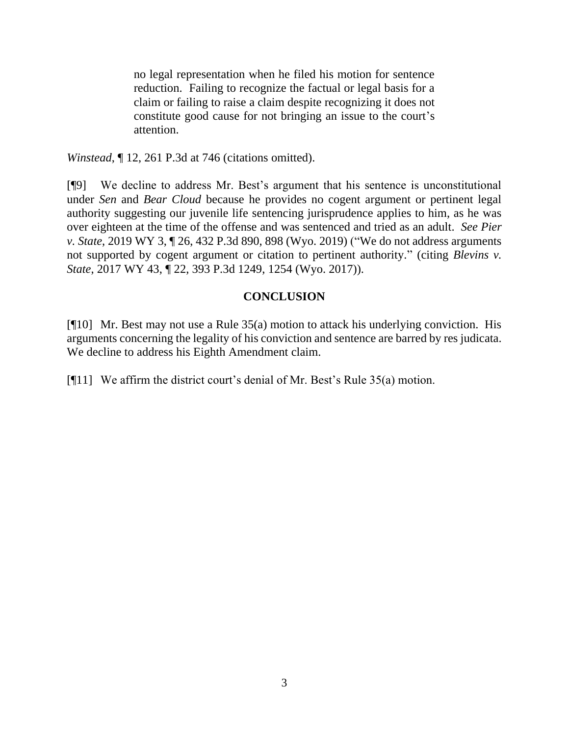> no legal representation when he filed his motion for sentence reduction. Failing to recognize the factual or legal basis for a claim or failing to raise a claim despite recognizing it does not constitute good cause for not bringing an issue to the court's attention.

*Winstead*, ¶ 12, 261 P.3d at 746 (citations omitted).

[¶9] We decline to address Mr. Best's argument that his sentence is unconstitutional under *Sen* and *Bear Cloud* because he provides no cogent argument or pertinent legal authority suggesting our juvenile life sentencing jurisprudence applies to him, as he was over eighteen at the time of the offense and was sentenced and tried as an adult. *See Pier v. State*, 2019 WY 3, ¶ 26, 432 P.3d 890, 898 (Wyo. 2019) ("We do not address arguments not supported by cogent argument or citation to pertinent authority." (citing *Blevins v. State*, 2017 WY 43, ¶ 22, 393 P.3d 1249, 1254 (Wyo. 2017)).

## CONCLUSION

[¶10] Mr. Best may not use a Rule 35(a) motion to attack his underlying conviction. His arguments concerning the legality of his conviction and sentence are barred by res judicata. We decline to address his Eighth Amendment claim.

[¶11] We affirm the district court's denial of Mr. Best's Rule 35(a) motion.